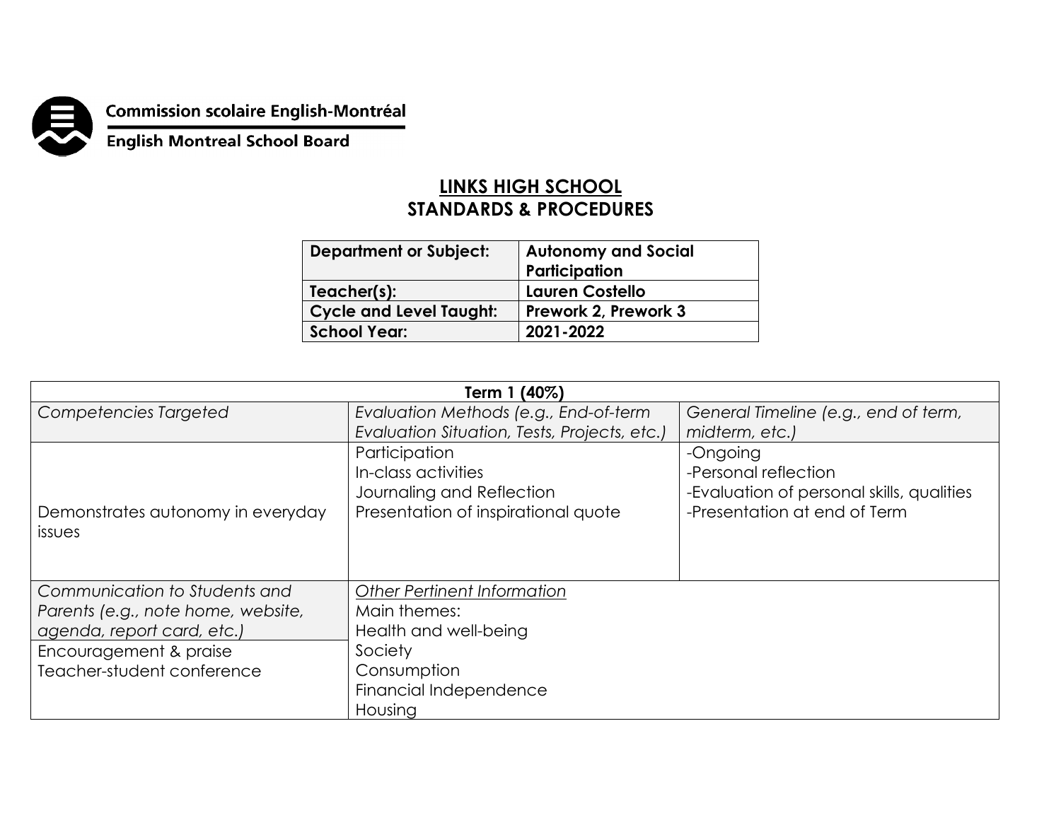Commission scolaire English-Montréal

English Montreal School Board

# LINKS HIGH SCHOOL
## STANDARDS & PROCEDURES

| **Department or Subject:** | **Autonomy and Social Participation** |
|---|---|
| **Teacher(s):** | **Lauren Costello** |
| **Cycle and Level Taught:** | **Prework 2, Prework 3** |
| **School Year:** | **2021-2022** |

| **Term 1 (40%)** | | |
|---|---|---|
| *Competencies Targeted* | *Evaluation Methods (e.g., End-of-term Evaluation Situation, Tests, Projects, etc.)* | *General Timeline (e.g., end of term, midterm, etc.)* |
| Demonstrates autonomy in everyday issues | Participation<br>In-class activities<br>Journaling and Reflection<br>Presentation of inspirational quote | -Ongoing<br>-Personal reflection<br>-Evaluation of personal skills, qualities<br>-Presentation at end of Term |
| *Communication to Students and Parents (e.g., note home, website, agenda, report card, etc.)* | *Other Pertinent Information* | |
| Encouragement & praise<br>Teacher-student conference | Main themes:<br>Health and well-being<br>Society<br>Consumption<br>Financial Independence<br>Housing | |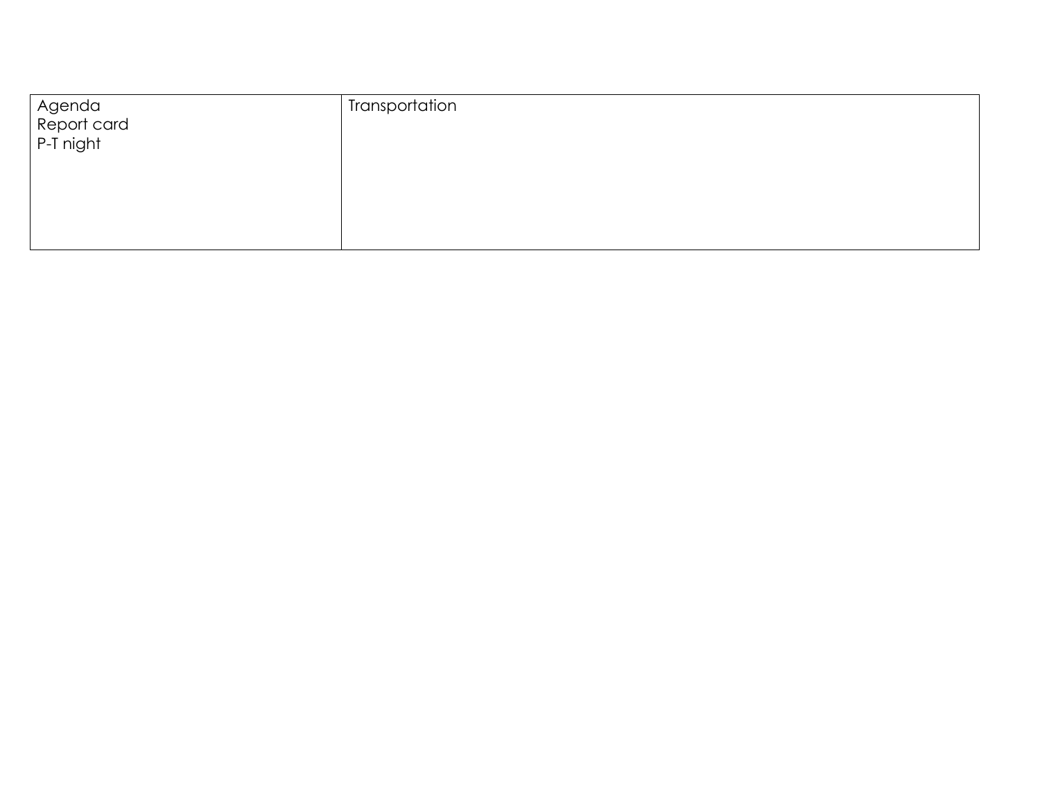| Agenda<br>Report card<br>P-T night | Transportation |
|---|---|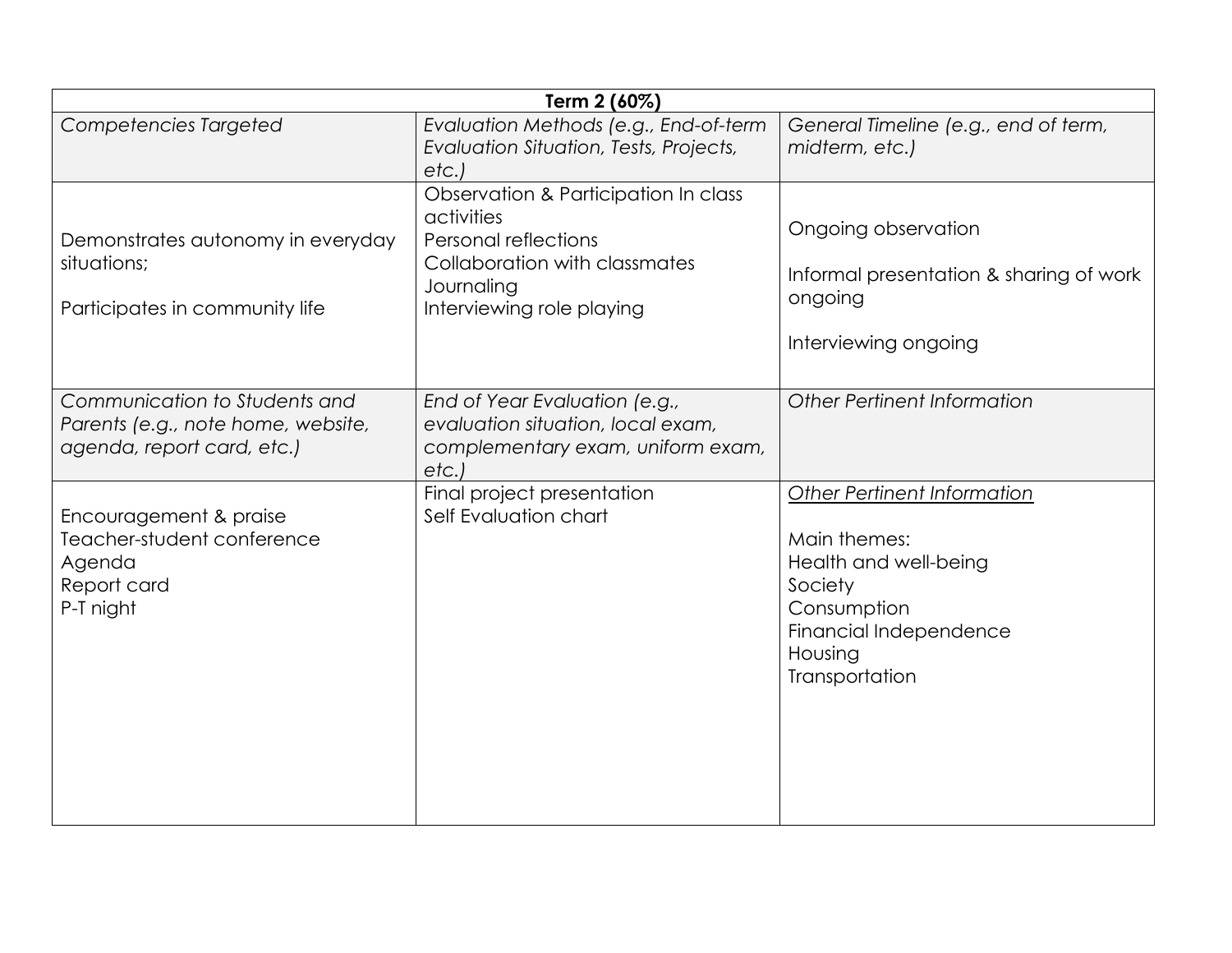| Term 2 (60%) | | |
|---|---|---|
| *Competencies Targeted* | *Evaluation Methods (e.g., End-of-term Evaluation Situation, Tests, Projects, etc.)* | *General Timeline (e.g., end of term, midterm, etc.)* |
| Demonstrates autonomy in everyday situations;<br><br>Participates in community life | Observation & Participation In class activities<br>Personal reflections<br>Collaboration with classmates<br>Journaling<br>Interviewing role playing | Ongoing observation<br><br>Informal presentation & sharing of work ongoing<br><br>Interviewing ongoing |
| *Communication to Students and Parents (e.g., note home, website, agenda, report card, etc.)* | *End of Year Evaluation (e.g., evaluation situation, local exam, complementary exam, uniform exam, etc.)* | *Other Pertinent Information* |
| Encouragement & praise<br>Teacher-student conference<br>Agenda<br>Report card<br>P-T night | Final project presentation<br>Self Evaluation chart | *Other Pertinent Information*<br><br>Main themes:<br>Health and well-being<br>Society<br>Consumption<br>Financial Independence<br>Housing<br>Transportation |